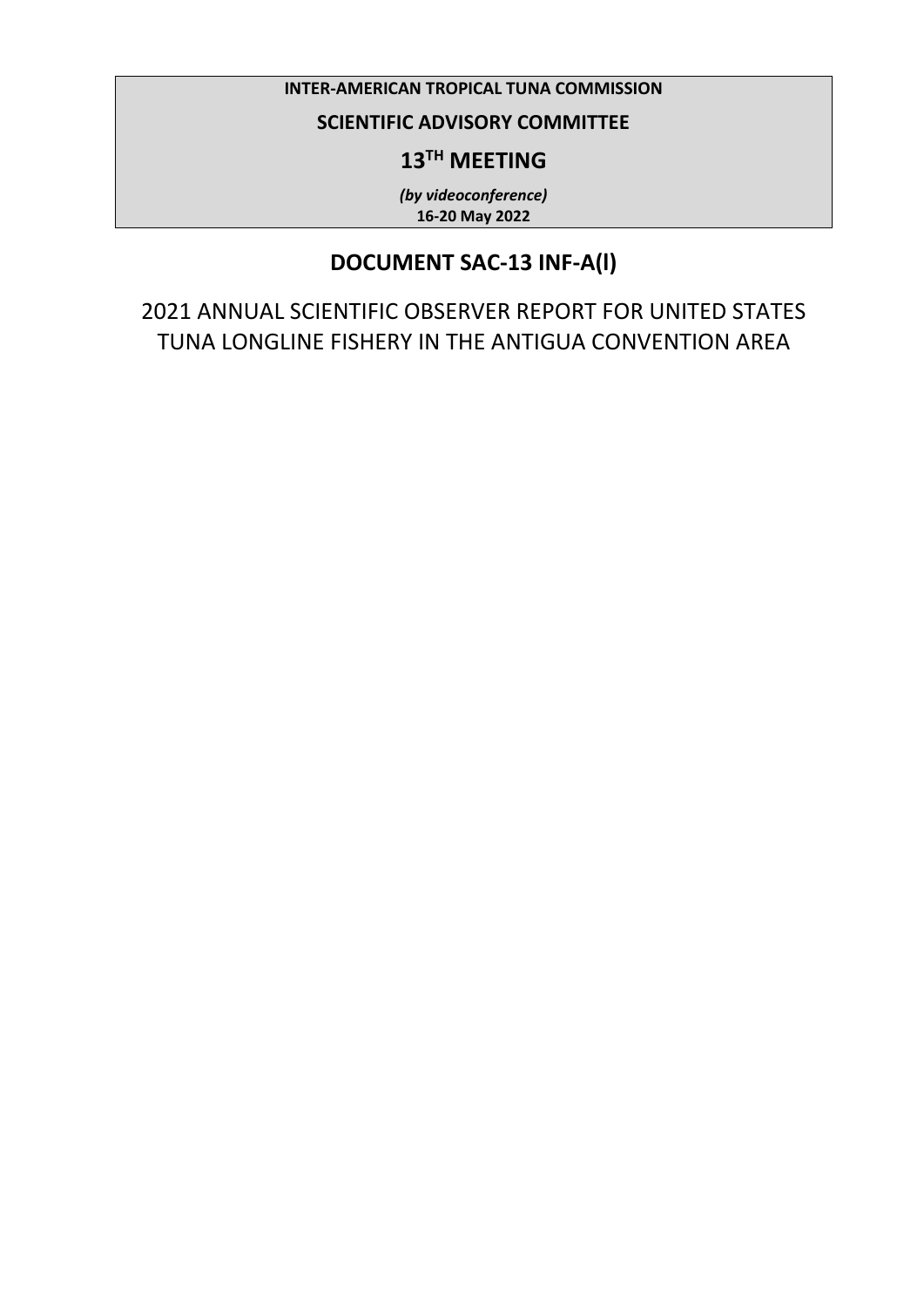**INTER-AMERICAN TROPICAL TUNA COMMISSION**

**SCIENTIFIC ADVISORY COMMITTEE**

**13TH MEETING**

***(by videoconference)***
**16-20 May 2022**

# DOCUMENT SAC-13 INF-A(l)

## 2021 ANNUAL SCIENTIFIC OBSERVER REPORT FOR UNITED STATES TUNA LONGLINE FISHERY IN THE ANTIGUA CONVENTION AREA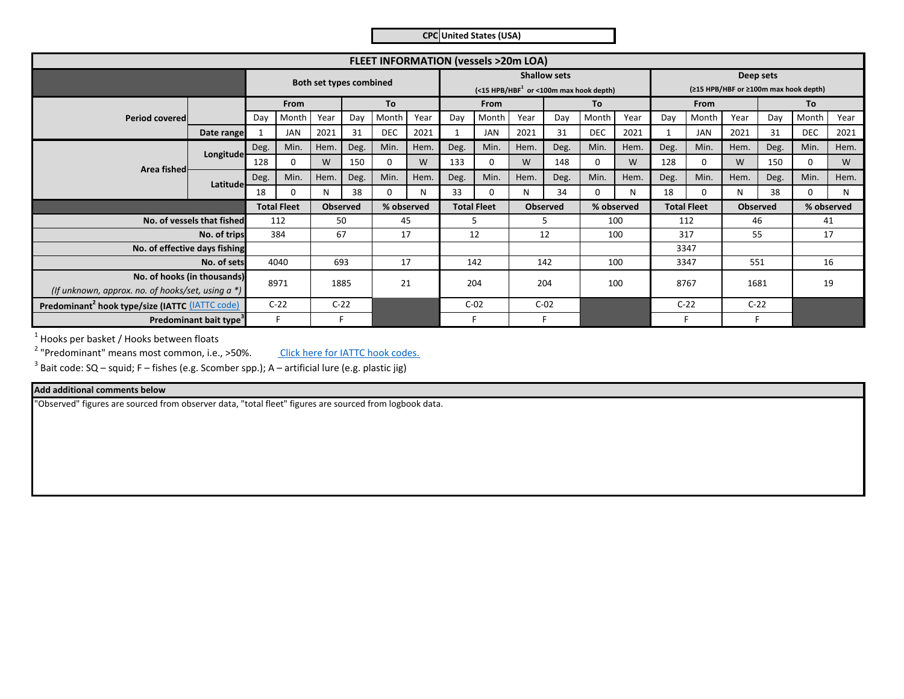**CPC** United States (USA)

| FLEET INFORMATION (vessels >20m LOA) | | | | | | | | | | | | | | | | | | | | |
|---|---|---|---|---|---|---|---|---|---|---|---|---|---|---|---|---|---|---|---|---|
| | | Both set types combined | | | | | | Shallow sets (<15 HPB/HBF[1] or <100m max hook depth) | | | | | | Deep sets (≥15 HPB/HBF or ≥100m max hook depth) | | | | | | |
| Period covered | | From | | | To | | | From | | | To | | | From | | | To | | | |
| | | Day | Month | Year | Day | Month | Year | Day | Month | Year | Day | Month | Year | Day | Month | Year | Day | Month | Year | |
| | Date range | 1 | JAN | 2021 | 31 | DEC | 2021 | 1 | JAN | 2021 | 31 | DEC | 2021 | 1 | JAN | 2021 | 31 | DEC | 2021 | |
| Area fished | Longitude | Deg. | Min. | Hem. | Deg. | Min. | Hem. | Deg. | Min. | Hem. | Deg. | Min. | Hem. | Deg. | Min. | Hem. | Deg. | Min. | Hem. | |
| | | 128 | 0 | W | 150 | 0 | W | 133 | 0 | W | 148 | 0 | W | 128 | 0 | W | 150 | 0 | W | |
| | Latitude | Deg. | Min. | Hem. | Deg. | Min. | Hem. | Deg. | Min. | Hem. | Deg. | Min. | Hem. | Deg. | Min. | Hem. | Deg. | Min. | Hem. | |
| | | 18 | 0 | N | 38 | 0 | N | 33 | 0 | N | 34 | 0 | N | 18 | 0 | N | 38 | 0 | N | |

| | Both: Total Fleet | Both: Observed | Both: % observed | Shallow: Total Fleet | Shallow: Observed | Shallow: % observed | Deep: Total Fleet | Deep: Observed | Deep: % observed |
|---|---|---|---|---|---|---|---|---|---|
| No. of vessels that fished | 112 | 50 | 45 | 5 | 5 | 100 | 112 | 46 | 41 |
| No. of trips | 384 | 67 | 17 | 12 | 12 | 100 | 317 | 55 | 17 |
| No. of effective days fishing | | | | | | | 3347 | | |
| No. of sets | 4040 | 693 | 17 | 142 | 142 | 100 | 3347 | 551 | 16 |
| No. of hooks (in thousands) *(If unknown, approx. no. of hooks/set, using a \*)* | 8971 | 1885 | 21 | 204 | 204 | 100 | 8767 | 1681 | 19 |
| Predominant[2] hook type/size (IATTC (IATTC code) | C-22 | C-22 | | C-02 | C-02 | | C-22 | C-22 | |
| Predominant bait type[3] | F | F | | F | F | | F | F | |

[1] Hooks per basket / Hooks between floats

[2] "Predominant" means most common, i.e., >50%. Click here for IATTC hook codes.

[3] Bait code: SQ – squid; F – fishes (e.g. Scomber spp.); A – artificial lure (e.g. plastic jig)

**Add additional comments below**

"Observed" figures are sourced from observer data, "total fleet" figures are sourced from logbook data.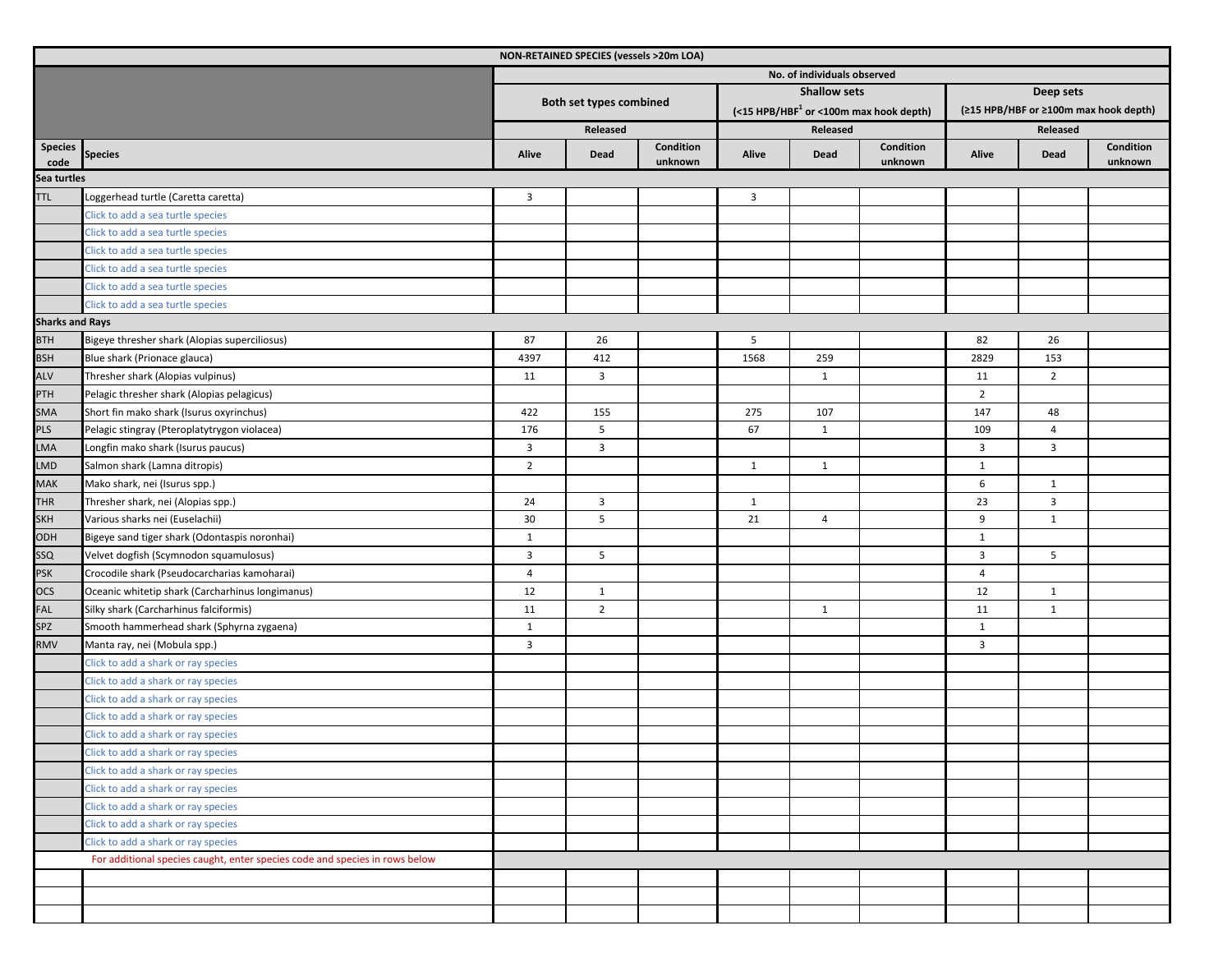| NON-RETAINED SPECIES (vessels >20m LOA) | | | | | | | | | | |
|---|---|---|---|---|---|---|---|---|---|---|
| | | No. of individuals observed | | | | | | | | |
| | | Both set types combined | | | Shallow sets (<15 HPB/HBF[1] or <100m max hook depth) | | | Deep sets (≥15 HPB/HBF or ≥100m max hook depth) | | |
| | | Released | | | Released | | | Released | | |
| Species code | Species | Alive | Dead | Condition unknown | Alive | Dead | Condition unknown | Alive | Dead | Condition unknown |
| **Sea turtles** | | | | | | | | | | |
| TTL | Loggerhead turtle (Caretta caretta) | 3 | | | 3 | | | | | |
| | Click to add a sea turtle species | | | | | | | | | |
| | Click to add a sea turtle species | | | | | | | | | |
| | Click to add a sea turtle species | | | | | | | | | |
| | Click to add a sea turtle species | | | | | | | | | |
| | Click to add a sea turtle species | | | | | | | | | |
| | Click to add a sea turtle species | | | | | | | | | |
| **Sharks and Rays** | | | | | | | | | | |
| BTH | Bigeye thresher shark (Alopias superciliosus) | 87 | 26 | | 5 | | | 82 | 26 | |
| BSH | Blue shark (Prionace glauca) | 4397 | 412 | | 1568 | 259 | | 2829 | 153 | |
| ALV | Thresher shark (Alopias vulpinus) | 11 | 3 | | | 1 | | 11 | 2 | |
| PTH | Pelagic thresher shark (Alopias pelagicus) | | | | | | | 2 | | |
| SMA | Short fin mako shark (Isurus oxyrinchus) | 422 | 155 | | 275 | 107 | | 147 | 48 | |
| PLS | Pelagic stingray (Pteroplatytrygon violacea) | 176 | 5 | | 67 | 1 | | 109 | 4 | |
| LMA | Longfin mako shark (Isurus paucus) | 3 | 3 | | | | | 3 | 3 | |
| LMD | Salmon shark (Lamna ditropis) | 2 | | | 1 | 1 | | 1 | | |
| MAK | Mako shark, nei (Isurus spp.) | | | | | | | 6 | 1 | |
| THR | Thresher shark, nei (Alopias spp.) | 24 | 3 | | 1 | | | 23 | 3 | |
| SKH | Various sharks nei (Euselachii) | 30 | 5 | | 21 | 4 | | 9 | 1 | |
| ODH | Bigeye sand tiger shark (Odontaspis noronhai) | 1 | | | | | | 1 | | |
| SSQ | Velvet dogfish (Scymnodon squamulosus) | 3 | 5 | | | | | 3 | 5 | |
| PSK | Crocodile shark (Pseudocarcharias kamoharai) | 4 | | | | | | 4 | | |
| OCS | Oceanic whitetip shark (Carcharhinus longimanus) | 12 | 1 | | | | | 12 | 1 | |
| FAL | Silky shark (Carcharhinus falciformis) | 11 | 2 | | | 1 | | 11 | 1 | |
| SPZ | Smooth hammerhead shark (Sphyrna zygaena) | 1 | | | | | | 1 | | |
| RMV | Manta ray, nei (Mobula spp.) | 3 | | | | | | 3 | | |
| | Click to add a shark or ray species | | | | | | | | | |
| | Click to add a shark or ray species | | | | | | | | | |
| | Click to add a shark or ray species | | | | | | | | | |
| | Click to add a shark or ray species | | | | | | | | | |
| | Click to add a shark or ray species | | | | | | | | | |
| | Click to add a shark or ray species | | | | | | | | | |
| | Click to add a shark or ray species | | | | | | | | | |
| | Click to add a shark or ray species | | | | | | | | | |
| | Click to add a shark or ray species | | | | | | | | | |
| | Click to add a shark or ray species | | | | | | | | | |
| | Click to add a shark or ray species | | | | | | | | | |
| | For additional species caught, enter species code and species in rows below | | | | | | | | | |
| | | | | | | | | | | |
| | | | | | | | | | | |
| | | | | | | | | | | |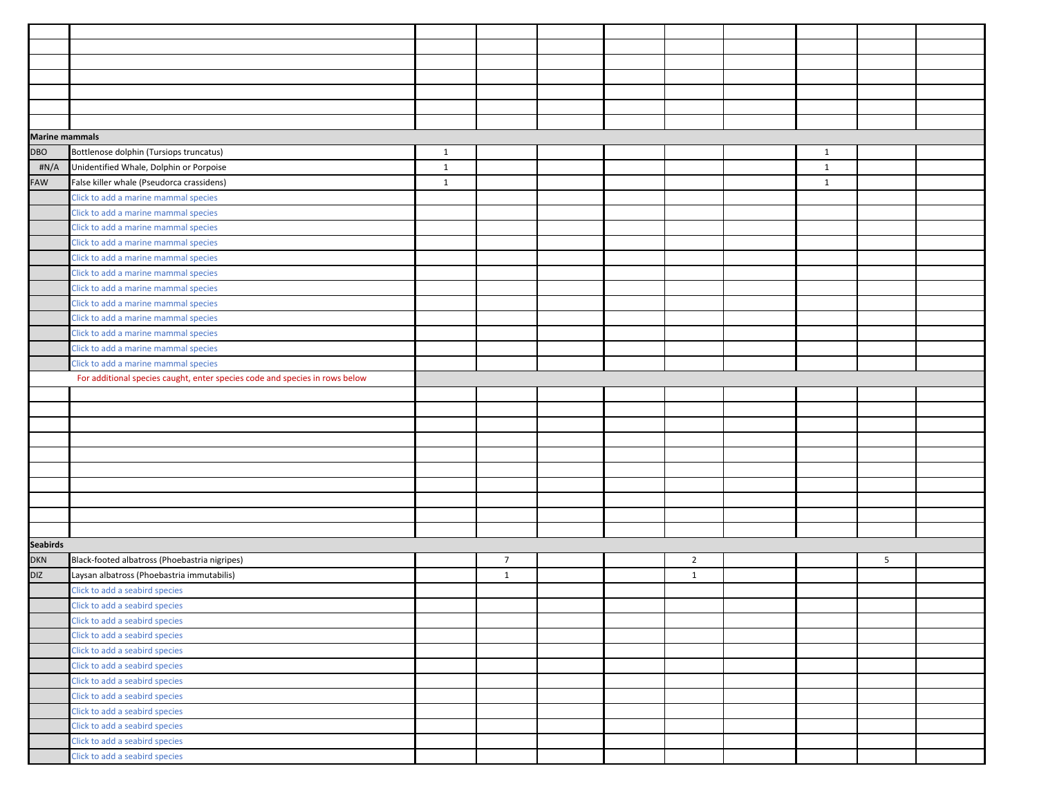| | | | | | | | | | | |
|---|---|---|---|---|---|---|---|---|---|---|
| | | | | | | | | | | |
| | | | | | | | | | | |
| | | | | | | | | | | |
| | | | | | | | | | | |
| | | | | | | | | | | |
| | | | | | | | | | | |
| | | | | | | | | | | |
| **Marine mammals** | | | | | | | | | | |
| DBO | Bottlenose dolphin (Tursiops truncatus) | 1 | | | | | | 1 | | |
| #N/A | Unidentified Whale, Dolphin or Porpoise | 1 | | | | | | 1 | | |
| FAW | False killer whale (Pseudorca crassidens) | 1 | | | | | | 1 | | |
| | Click to add a marine mammal species | | | | | | | | | |
| | Click to add a marine mammal species | | | | | | | | | |
| | Click to add a marine mammal species | | | | | | | | | |
| | Click to add a marine mammal species | | | | | | | | | |
| | Click to add a marine mammal species | | | | | | | | | |
| | Click to add a marine mammal species | | | | | | | | | |
| | Click to add a marine mammal species | | | | | | | | | |
| | Click to add a marine mammal species | | | | | | | | | |
| | Click to add a marine mammal species | | | | | | | | | |
| | Click to add a marine mammal species | | | | | | | | | |
| | Click to add a marine mammal species | | | | | | | | | |
| | Click to add a marine mammal species | | | | | | | | | |
| | For additional species caught, enter species code and species in rows below | | | | | | | | | |
| | | | | | | | | | | |
| | | | | | | | | | | |
| | | | | | | | | | | |
| | | | | | | | | | | |
| | | | | | | | | | | |
| | | | | | | | | | | |
| | | | | | | | | | | |
| | | | | | | | | | | |
| | | | | | | | | | | |
| | | | | | | | | | | |
| **Seabirds** | | | | | | | | | | |
| DKN | Black-footed albatross (Phoebastria nigripes) | | 7 | | | 2 | | | 5 | |
| DIZ | Laysan albatross (Phoebastria immutabilis) | | 1 | | | 1 | | | | |
| | Click to add a seabird species | | | | | | | | | |
| | Click to add a seabird species | | | | | | | | | |
| | Click to add a seabird species | | | | | | | | | |
| | Click to add a seabird species | | | | | | | | | |
| | Click to add a seabird species | | | | | | | | | |
| | Click to add a seabird species | | | | | | | | | |
| | Click to add a seabird species | | | | | | | | | |
| | Click to add a seabird species | | | | | | | | | |
| | Click to add a seabird species | | | | | | | | | |
| | Click to add a seabird species | | | | | | | | | |
| | Click to add a seabird species | | | | | | | | | |
| | Click to add a seabird species | | | | | | | | | |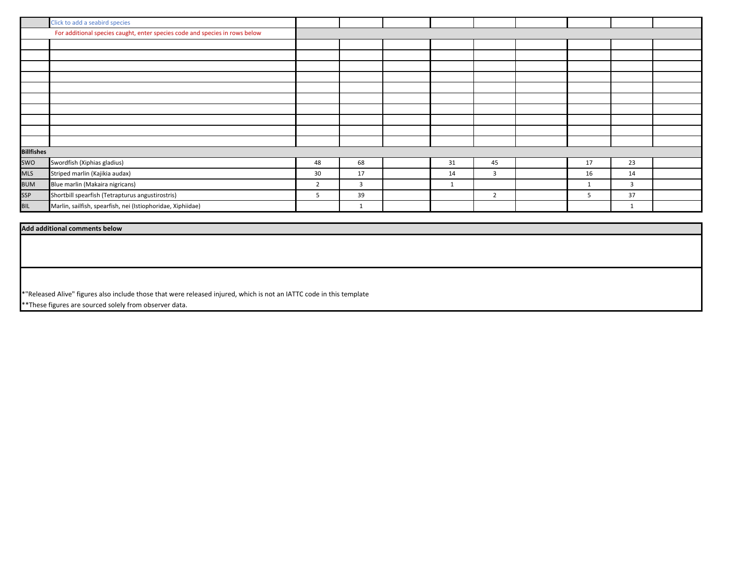| | | | | | | | | | | |
|---|---|---|---|---|---|---|---|---|---|---|
| | Click to add a seabird species | | | | | | | | | |
| | For additional species caught, enter species code and species in rows below | | | | | | | | | |
| | | | | | | | | | | |
| | | | | | | | | | | |
| | | | | | | | | | | |
| | | | | | | | | | | |
| | | | | | | | | | | |
| | | | | | | | | | | |
| | | | | | | | | | | |
| | | | | | | | | | | |
| | | | | | | | | | | |
| | | | | | | | | | | |
| **Billfishes** | | | | | | | | | | |
| SWO | Swordfish (Xiphias gladius) | 48 | 68 | | 31 | 45 | | 17 | 23 | |
| MLS | Striped marlin (Kajikia audax) | 30 | 17 | | 14 | 3 | | 16 | 14 | |
| BUM | Blue marlin (Makaira nigricans) | 2 | 3 | | 1 | | | 1 | 3 | |
| SSP | Shortbill spearfish (Tetrapturus angustirostris) | 5 | 39 | | | 2 | | 5 | 37 | |
| BIL | Marlin, sailfish, spearfish, nei (Istiophoridae, Xiphiidae) | | 1 | | | | | | 1 | |

**Add additional comments below**

*"Released Alive" figures also include those that were released injured, which is not an IATTC code in this template

**These figures are sourced solely from observer data.